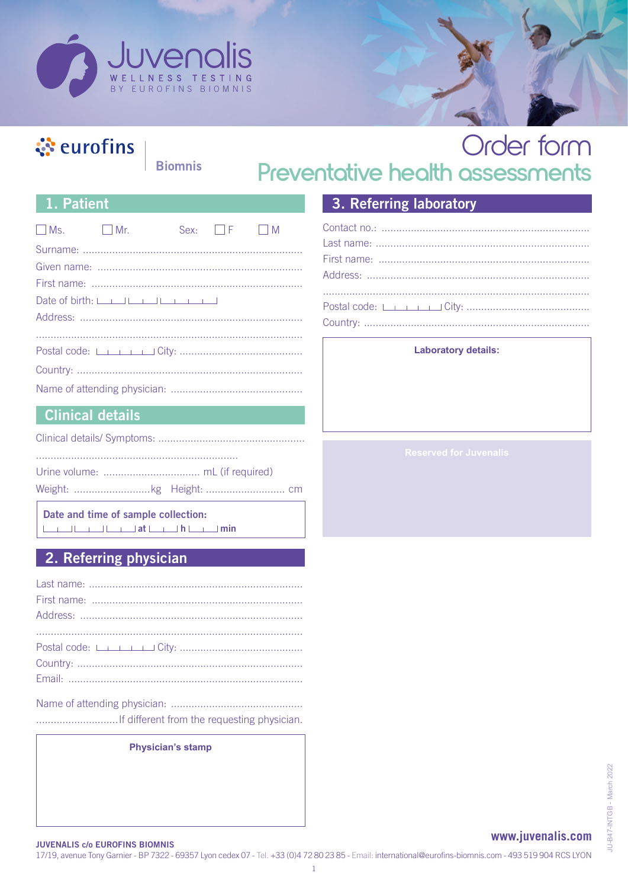Juvenalis
WELLNESS TESTING
BY EUROFINS BIOMNIS

eurofins | Biomnis

# Order form
## Preventative health assessments

## 1. Patient

☐ Ms. ☐ Mr. Sex: ☐ F ☐ M

Surname: ..........................................................................

Given name: .....................................................................

First name: .......................................................................

Date of birth: |__|__| |__|__| |__|__|__|__|

Address: ...........................................................................

..........................................................................................

Postal code: |__|__|__|__|__| City: ..........................................

Country: ............................................................................

Name of attending physician: .............................................

## Clinical details

Clinical details/ Symptoms: ..................................................

....................................................................

Urine volume: ................................. mL (if required)

Weight: ..........................kg Height: ........................... cm

**Date and time of sample collection:**
|__|__| |__|__| |__|__| **at** |__|__| **h** |__|__| **min**

## 2. Referring physician

Last name: ........................................................................

First name: .......................................................................

Address: ...........................................................................

..........................................................................................

Postal code: |__|__|__|__|__| City: ..........................................

Country: ............................................................................

Email: ................................................................................

Name of attending physician: .............................................
............................If different from the requesting physician.

**Physician's stamp**

## 3. Referring laboratory

Contact no.: .......................................................................

Last name: ........................................................................

First name: .......................................................................

Address: ...........................................................................

..........................................................................................

Postal code: |__|__|__|__|__| City: ..........................................

Country: ............................................................................

**Laboratory details:**

Reserved for Juvenalis

**www.juvenalis.com**

**JUVENALIS c/o EUROFINS BIOMNIS**
17/19, avenue Tony Garnier - BP 7322 - 69357 Lyon cedex 07 - Tel. +33 (0)4 72 80 23 85 - Email: international@eurofins-biomnis.com - 493 519 904 RCS LYON

JU-B47-INTGB - March 2022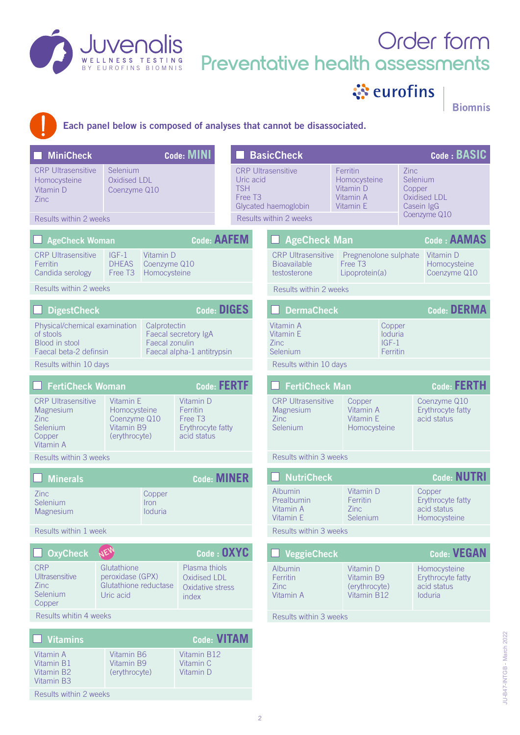# Order form

## Preventative health assessments

**Each panel below is composed of analyses that cannot be disassociated.**

### ☐ MiniCheck — Code: MINI

| | |
|---|---|
| CRP Ultrasensitive | Selenium |
| Homocysteine | Oxidised LDL |
| Vitamin D | Coenzyme Q10 |
| Zinc | |

Results within 2 weeks

### ☐ BasicCheck — Code : BASIC

| | | |
|---|---|---|
| CRP Ultrasensitive | Ferritin | Zinc |
| Uric acid | Homocysteine | Selenium |
| TSH | Vitamin D | Copper |
| Free T3 | Vitamin A | Oxidised LDL |
| Glycated haemoglobin | Vitamin E | Casein IgG |
| | | Coenzyme Q10 |

Results within 2 weeks

### ☐ AgeCheck Woman — Code: AAFEM

| | | |
|---|---|---|
| CRP Ultrasensitive | IGF-1 | Vitamin D |
| Ferritin | DHEAS | Coenzyme Q10 |
| Candida serology | Free T3 | Homocysteine |

Results within 2 weeks

### ☐ AgeCheck Man — Code : AAMAS

| | | |
|---|---|---|
| CRP Ultrasensitive | Pregnenolone sulphate | Vitamin D |
| Bioavailable | Free T3 | Homocysteine |
| testosterone | Lipoprotein(a) | Coenzyme Q10 |

Results within 2 weeks

### ☐ DigestCheck — Code: DIGES

| | |
|---|---|
| Physical/chemical examination of stools | Calprotectin |
| Blood in stool | Faecal secretory IgA |
| Faecal beta-2 defensin | Faecal zonulin |
| | Faecal alpha-1 antitrypsin |

Results within 10 days

### ☐ DermaCheck — Code: DERMA

| | |
|---|---|
| Vitamin A | Copper |
| Vitamin E | Ioduria |
| Zinc | IGF-1 |
| Selenium | Ferritin |

Results within 10 days

### ☐ FertiCheck Woman — Code: FERTF

| | | |
|---|---|---|
| CRP Ultrasensitive | Vitamin E | Vitamin D |
| Magnesium | Homocysteine | Ferritin |
| Zinc | Coenzyme Q10 | Free T3 |
| Selenium | Vitamin B9 (erythrocyte) | Erythrocyte fatty acid status |
| Copper | | |
| Vitamin A | | |

Results within 3 weeks

### ☐ FertiCheck Man — Code: FERTH

| | | |
|---|---|---|
| CRP Ultrasensitive | Copper | Coenzyme Q10 |
| Magnesium | Vitamin A | Erythrocyte fatty acid status |
| Zinc | Vitamin E | |
| Selenium | Homocysteine | |

Results within 3 weeks

### ☐ Minerals — Code: MINER

| | |
|---|---|
| Zinc | Copper |
| Selenium | Iron |
| Magnesium | Ioduria |

Results within 1 week

### ☐ NutriCheck — Code: NUTRI

| | | |
|---|---|---|
| Albumin | Vitamin D | Copper |
| Prealbumin | Ferritin | Erythrocyte fatty acid status |
| Vitamin A | Zinc | Homocysteine |
| Vitamin E | Selenium | |

Results within 3 weeks

### ☐ OxyCheck (NEW) — Code : OXYC

| | | |
|---|---|---|
| CRP Ultrasensitive | Glutathione peroxidase (GPX) | Plasma thiols |
| Zinc | Glutathione reductase | Oxidised LDL |
| Selenium | Uric acid | Oxidative stress index |
| Copper | | |

Results whitin 4 weeks

### ☐ VeggieCheck — Code: VEGAN

| | | |
|---|---|---|
| Albumin | Vitamin D | Homocysteine |
| Ferritin | Vitamin B9 (erythrocyte) | Erythrocyte fatty acid status |
| Zinc | Vitamin B12 | Ioduria |
| Vitamin A | | |

Results within 3 weeks

### ☐ Vitamins — Code: VITAM

| | | |
|---|---|---|
| Vitamin A | Vitamin B6 | Vitamin B12 |
| Vitamin B1 | Vitamin B9 (erythrocyte) | Vitamin C |
| Vitamin B2 | | Vitamin D |
| Vitamin B3 | | |

Results within 2 weeks

JU-B47-INTGB - March 2022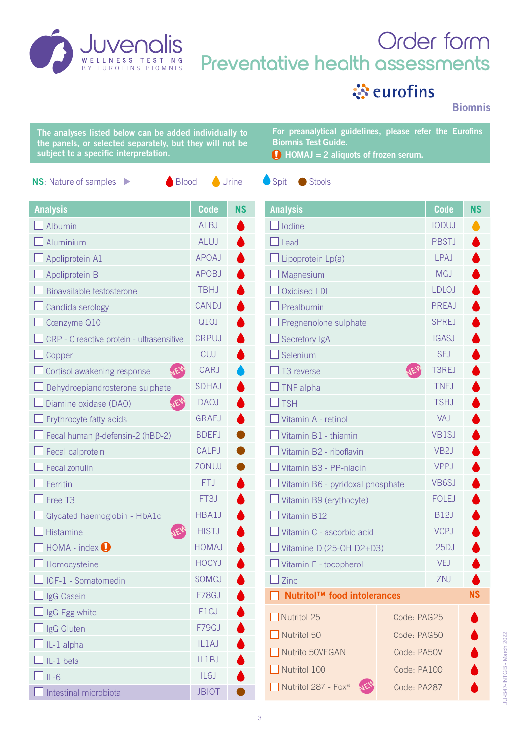Juvenalis
WELLNESS TESTING
BY EUROFINS BIOMNIS

# Order form
## Preventative health assessments

eurofins | Biomnis

**The analyses listed below can be added individually to the panels, or selected separately, but they will not be subject to a specific interpretation.**

**For preanalytical guidelines, please refer the Eurofins Biomnis Test Guide.**
**! HOMAJ = 2 aliquots of frozen serum.**

**NS**: Nature of samples ▶ Blood · Urine · Spit · Stools

| Analysis | Code | NS |
|---|---|---|
| ☐ Albumin | ALBJ | Blood |
| ☐ Aluminium | ALUJ | Blood |
| ☐ Apoliprotein A1 | APOAJ | Blood |
| ☐ Apoliprotein B | APOBJ | Blood |
| ☐ Bioavailable testosterone | TBHJ | Blood |
| ☐ Candida serology | CANDJ | Blood |
| ☐ Cœnzyme Q10 | Q10J | Blood |
| ☐ CRP - C reactive protein - ultrasensitive | CRPUJ | Blood |
| ☐ Copper | CUJ | Blood |
| ☐ Cortisol awakening response NEW | CARJ | Spit |
| ☐ Dehydroepiandrosterone sulphate | SDHAJ | Blood |
| ☐ Diamine oxidase (DAO) NEW | DAOJ | Blood |
| ☐ Erythrocyte fatty acids | GRAEJ | Blood |
| ☐ Fecal human β-defensin-2 (hBD-2) | BDEFJ | Stools |
| ☐ Fecal calprotein | CALPJ | Stools |
| ☐ Fecal zonulin | ZONUJ | Stools |
| ☐ Ferritin | FTJ | Blood |
| ☐ Free T3 | FT3J | Blood |
| ☐ Glycated haemoglobin - HbA1c | HBA1J | Blood |
| ☐ Histamine NEW | HISTJ | Blood |
| ☐ HOMA - index ! | HOMAJ | Blood |
| ☐ Homocysteine | HOCYJ | Blood |
| ☐ IGF-1 - Somatomedin | SOMCJ | Blood |
| ☐ IgG Casein | F78GJ | Blood |
| ☐ IgG Egg white | F1GJ | Blood |
| ☐ IgG Gluten | F79GJ | Blood |
| ☐ IL-1 alpha | IL1AJ | Blood |
| ☐ IL-1 beta | IL1BJ | Blood |
| ☐ IL-6 | IL6J | Blood |
| ☐ Intestinal microbiota | JBIOT | Stools |

| Analysis | Code | NS |
|---|---|---|
| ☐ Iodine | IODUJ | Urine |
| ☐ Lead | PBSTJ | Blood |
| ☐ Lipoprotein Lp(a) | LPAJ | Blood |
| ☐ Magnesium | MGJ | Blood |
| ☐ Oxidised LDL | LDLOJ | Blood |
| ☐ Prealbumin | PREAJ | Blood |
| ☐ Pregnenolone sulphate | SPREJ | Blood |
| ☐ Secretory IgA | IGASJ | Blood |
| ☐ Selenium | SEJ | Blood |
| ☐ T3 reverse NEW | T3REJ | Blood |
| ☐ TNF alpha | TNFJ | Blood |
| ☐ TSH | TSHJ | Blood |
| ☐ Vitamin A - retinol | VAJ | Blood |
| ☐ Vitamin B1 - thiamin | VB1SJ | Blood |
| ☐ Vitamin B2 - riboflavin | VB2J | Blood |
| ☐ Vitamin B3 - PP-niacin | VPPJ | Blood |
| ☐ Vitamin B6 - pyridoxal phosphate | VB6SJ | Blood |
| ☐ Vitamin B9 (erythrocyte) | FOLEJ | Blood |
| ☐ Vitamin B12 | B12J | Blood |
| ☐ Vitamin C - ascorbic acid | VCPJ | Blood |
| ☐ Vitamine D (25-OH D2+D3) | 25DJ | Blood |
| ☐ Vitamin E - tocopherol | VEJ | Blood |
| ☐ Zinc | ZNJ | Blood |

| ☐ **Nutritol™ food intolerances** | | **NS** |
|---|---|---|
| ☐ Nutritol 25 | Code: PAG25 | Blood |
| ☐ Nutritol 50 | Code: PAG50 | Blood |
| ☐ Nutrito 50VEGAN | Code: PA50V | Blood |
| ☐ Nutritol 100 | Code: PA100 | Blood |
| ☐ Nutritol 287 - Fox® NEW | Code: PA287 | Blood |

JU-B47-INTGB - March 2022